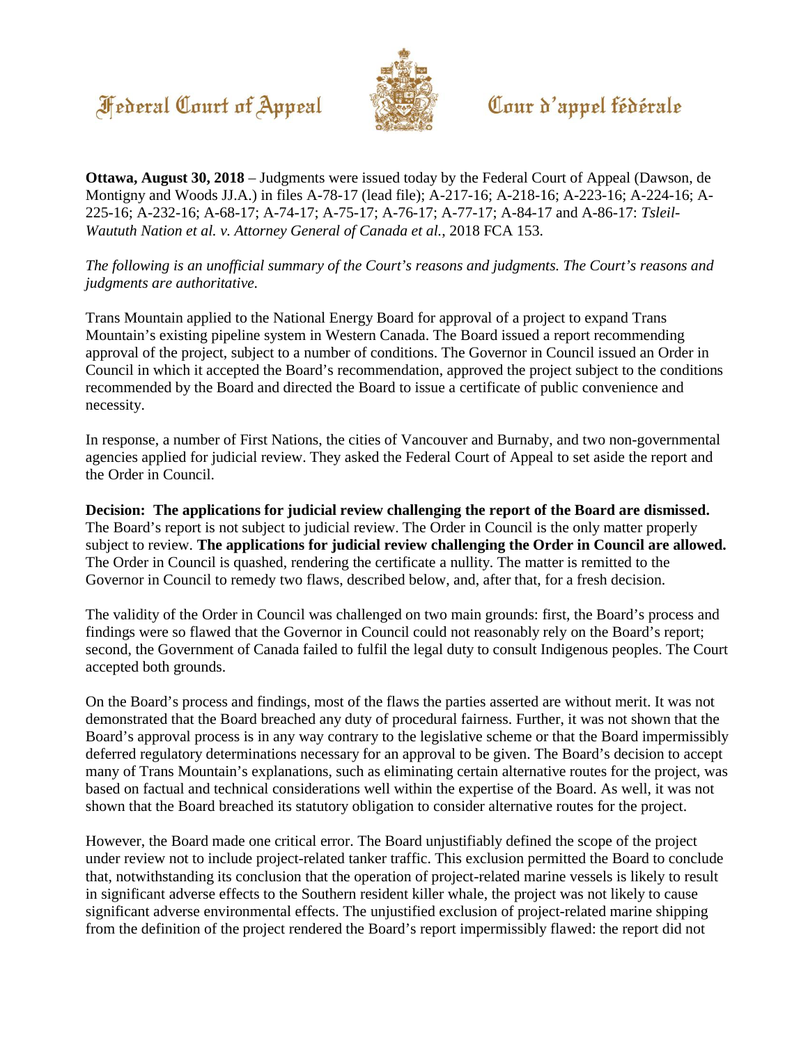Federal Court of Appeal — Cour d'appel fédérale

**Ottawa, August 30, 2018** – Judgments were issued today by the Federal Court of Appeal (Dawson, de Montigny and Woods JJ.A.) in files A-78-17 (lead file); A-217-16; A-218-16; A-223-16; A-224-16; A-225-16; A-232-16; A-68-17; A-74-17; A-75-17; A-76-17; A-77-17; A-84-17 and A-86-17: *Tsleil-Waututh Nation et al. v. Attorney General of Canada et al.*, 2018 FCA 153.

*The following is an unofficial summary of the Court's reasons and judgments. The Court's reasons and judgments are authoritative.*

Trans Mountain applied to the National Energy Board for approval of a project to expand Trans Mountain's existing pipeline system in Western Canada. The Board issued a report recommending approval of the project, subject to a number of conditions. The Governor in Council issued an Order in Council in which it accepted the Board's recommendation, approved the project subject to the conditions recommended by the Board and directed the Board to issue a certificate of public convenience and necessity.

In response, a number of First Nations, the cities of Vancouver and Burnaby, and two non-governmental agencies applied for judicial review. They asked the Federal Court of Appeal to set aside the report and the Order in Council.

**Decision: The applications for judicial review challenging the report of the Board are dismissed.** The Board's report is not subject to judicial review. The Order in Council is the only matter properly subject to review. **The applications for judicial review challenging the Order in Council are allowed.** The Order in Council is quashed, rendering the certificate a nullity. The matter is remitted to the Governor in Council to remedy two flaws, described below, and, after that, for a fresh decision.

The validity of the Order in Council was challenged on two main grounds: first, the Board's process and findings were so flawed that the Governor in Council could not reasonably rely on the Board's report; second, the Government of Canada failed to fulfil the legal duty to consult Indigenous peoples. The Court accepted both grounds.

On the Board's process and findings, most of the flaws the parties asserted are without merit. It was not demonstrated that the Board breached any duty of procedural fairness. Further, it was not shown that the Board's approval process is in any way contrary to the legislative scheme or that the Board impermissibly deferred regulatory determinations necessary for an approval to be given. The Board's decision to accept many of Trans Mountain's explanations, such as eliminating certain alternative routes for the project, was based on factual and technical considerations well within the expertise of the Board. As well, it was not shown that the Board breached its statutory obligation to consider alternative routes for the project.

However, the Board made one critical error. The Board unjustifiably defined the scope of the project under review not to include project-related tanker traffic. This exclusion permitted the Board to conclude that, notwithstanding its conclusion that the operation of project-related marine vessels is likely to result in significant adverse effects to the Southern resident killer whale, the project was not likely to cause significant adverse environmental effects. The unjustified exclusion of project-related marine shipping from the definition of the project rendered the Board's report impermissibly flawed: the report did not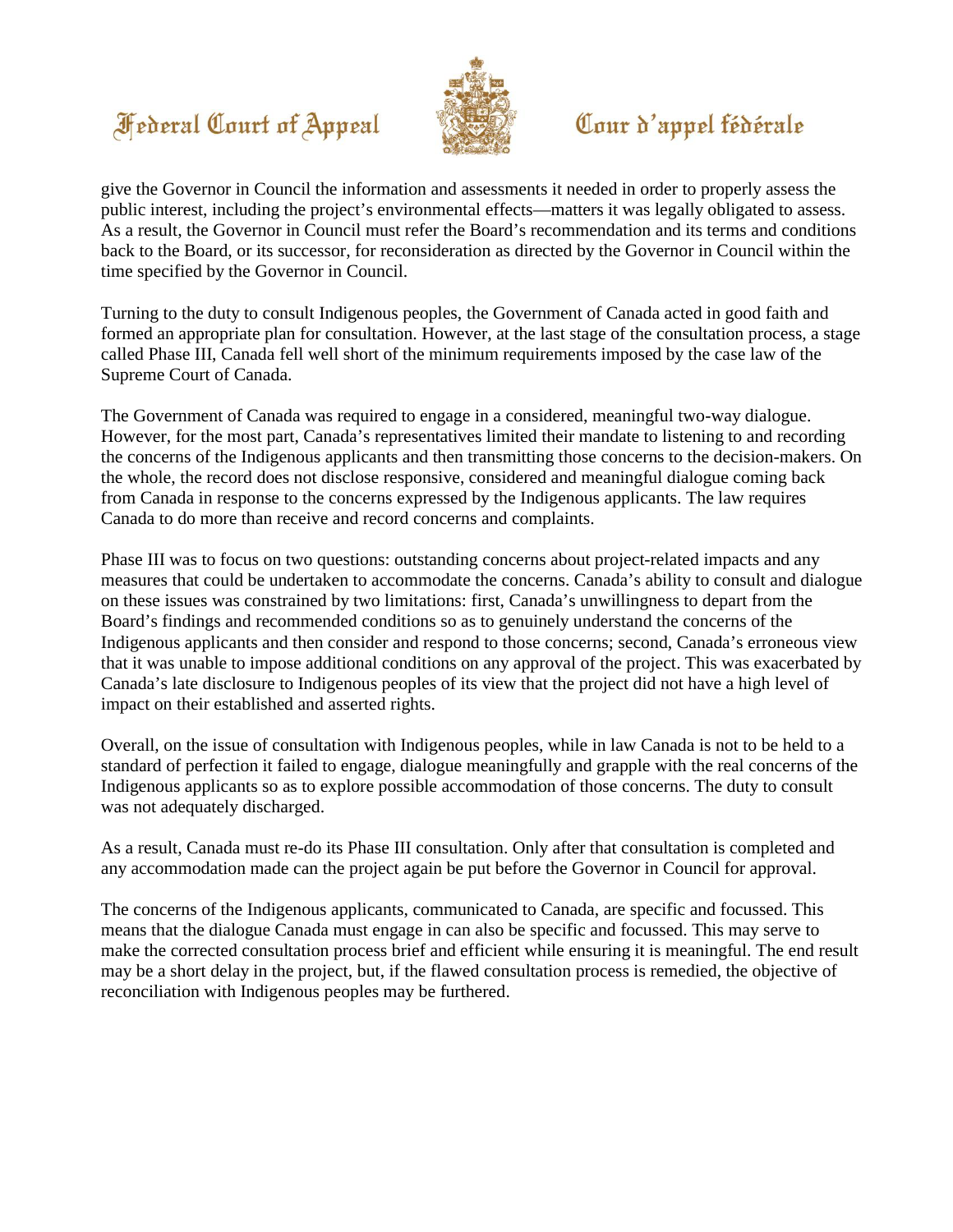give the Governor in Council the information and assessments it needed in order to properly assess the public interest, including the project's environmental effects—matters it was legally obligated to assess. As a result, the Governor in Council must refer the Board's recommendation and its terms and conditions back to the Board, or its successor, for reconsideration as directed by the Governor in Council within the time specified by the Governor in Council.

Turning to the duty to consult Indigenous peoples, the Government of Canada acted in good faith and formed an appropriate plan for consultation. However, at the last stage of the consultation process, a stage called Phase III, Canada fell well short of the minimum requirements imposed by the case law of the Supreme Court of Canada.

The Government of Canada was required to engage in a considered, meaningful two-way dialogue. However, for the most part, Canada's representatives limited their mandate to listening to and recording the concerns of the Indigenous applicants and then transmitting those concerns to the decision-makers. On the whole, the record does not disclose responsive, considered and meaningful dialogue coming back from Canada in response to the concerns expressed by the Indigenous applicants. The law requires Canada to do more than receive and record concerns and complaints.

Phase III was to focus on two questions: outstanding concerns about project-related impacts and any measures that could be undertaken to accommodate the concerns. Canada's ability to consult and dialogue on these issues was constrained by two limitations: first, Canada's unwillingness to depart from the Board's findings and recommended conditions so as to genuinely understand the concerns of the Indigenous applicants and then consider and respond to those concerns; second, Canada's erroneous view that it was unable to impose additional conditions on any approval of the project. This was exacerbated by Canada's late disclosure to Indigenous peoples of its view that the project did not have a high level of impact on their established and asserted rights.

Overall, on the issue of consultation with Indigenous peoples, while in law Canada is not to be held to a standard of perfection it failed to engage, dialogue meaningfully and grapple with the real concerns of the Indigenous applicants so as to explore possible accommodation of those concerns. The duty to consult was not adequately discharged.

As a result, Canada must re-do its Phase III consultation. Only after that consultation is completed and any accommodation made can the project again be put before the Governor in Council for approval.

The concerns of the Indigenous applicants, communicated to Canada, are specific and focussed. This means that the dialogue Canada must engage in can also be specific and focussed. This may serve to make the corrected consultation process brief and efficient while ensuring it is meaningful. The end result may be a short delay in the project, but, if the flawed consultation process is remedied, the objective of reconciliation with Indigenous peoples may be furthered.